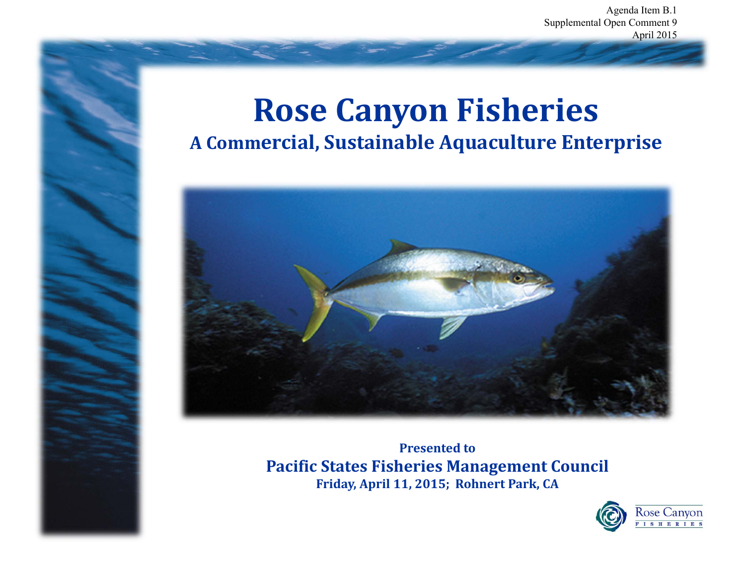Agenda Item B.1
Supplemental Open Comment 9
April 2015

# Rose Canyon Fisheries

## A Commercial, Sustainable Aquaculture Enterprise

**Presented to**

**Pacific States Fisheries Management Council**

**Friday, April 11, 2015; Rohnert Park, CA**

Rose Canyon FISHERIES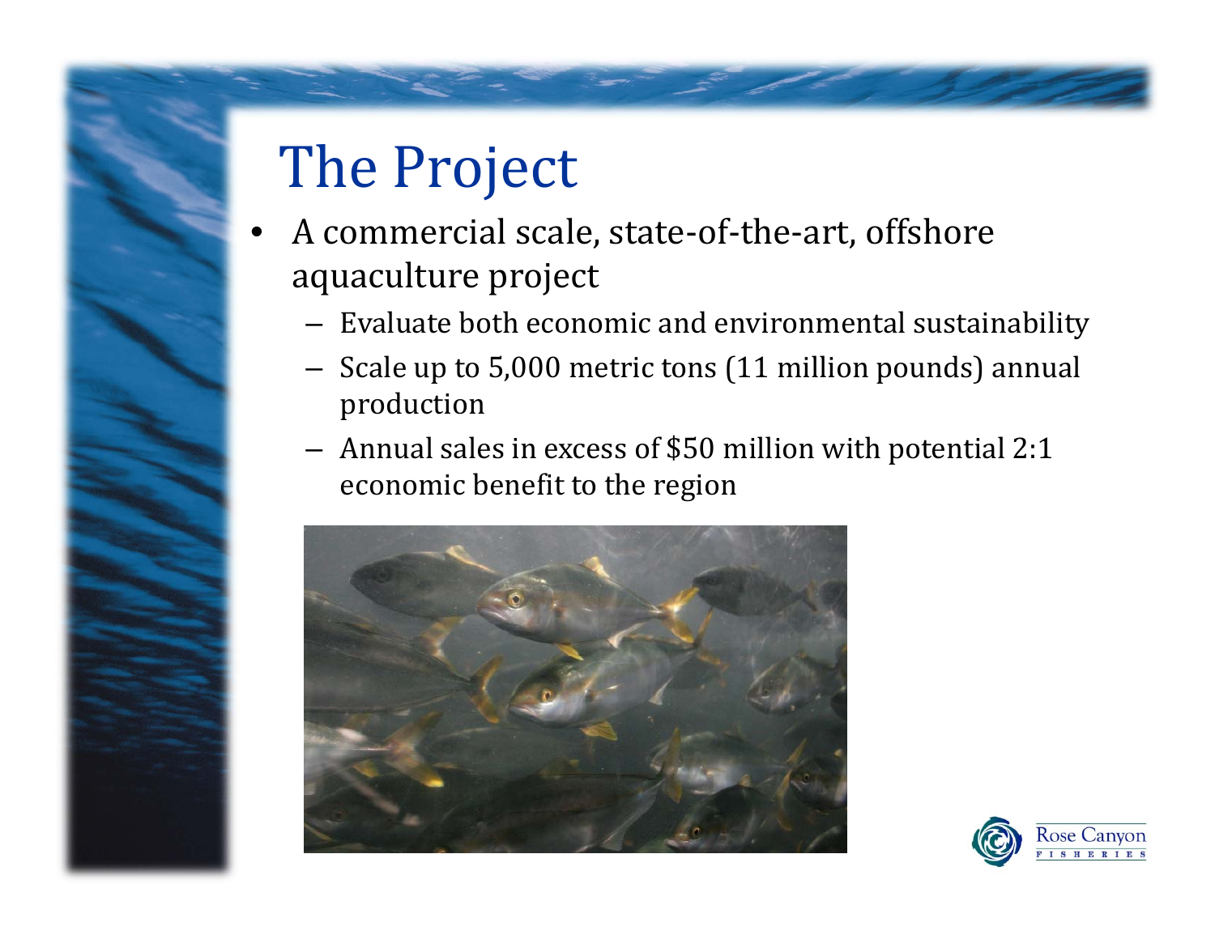# The Project

- A commercial scale, state-of-the-art, offshore aquaculture project
  - Evaluate both economic and environmental sustainability
  - Scale up to 5,000 metric tons (11 million pounds) annual production
  - Annual sales in excess of $50 million with potential 2:1 economic benefit to the region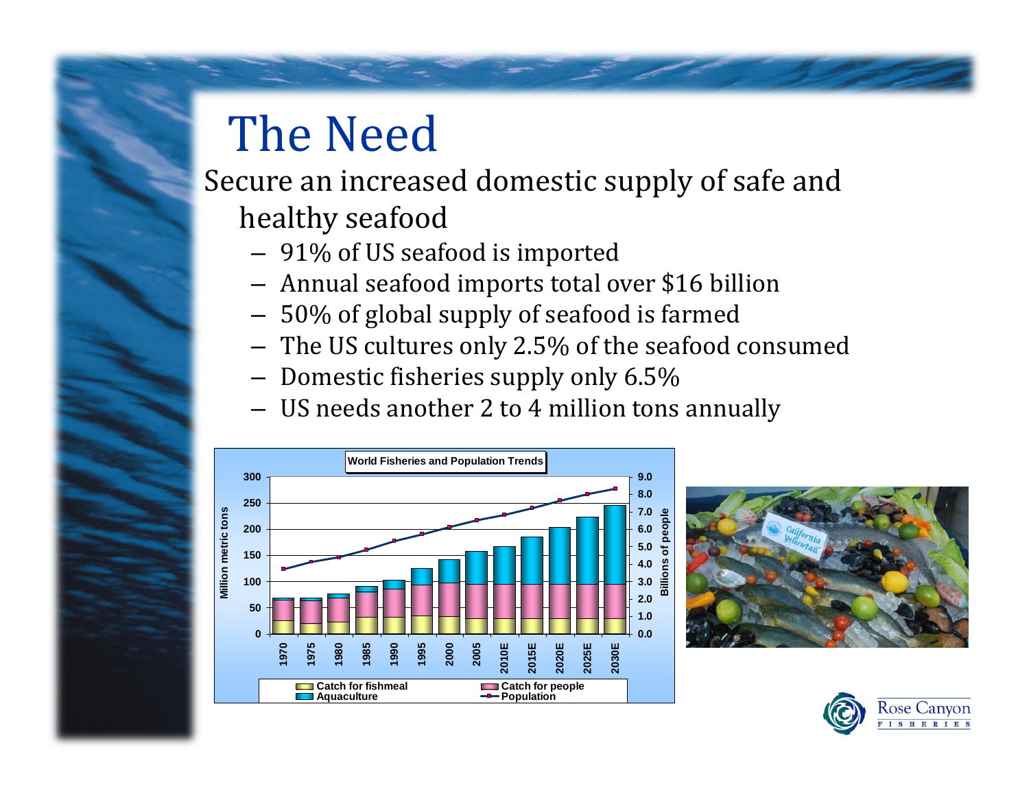# The Need

Secure an increased domestic supply of safe and healthy seafood

- 91% of US seafood is imported
- Annual seafood imports total over $16 billion
- 50% of global supply of seafood is farmed
- The US cultures only 2.5% of the seafood consumed
- Domestic fisheries supply only 6.5%
- US needs another 2 to 4 million tons annually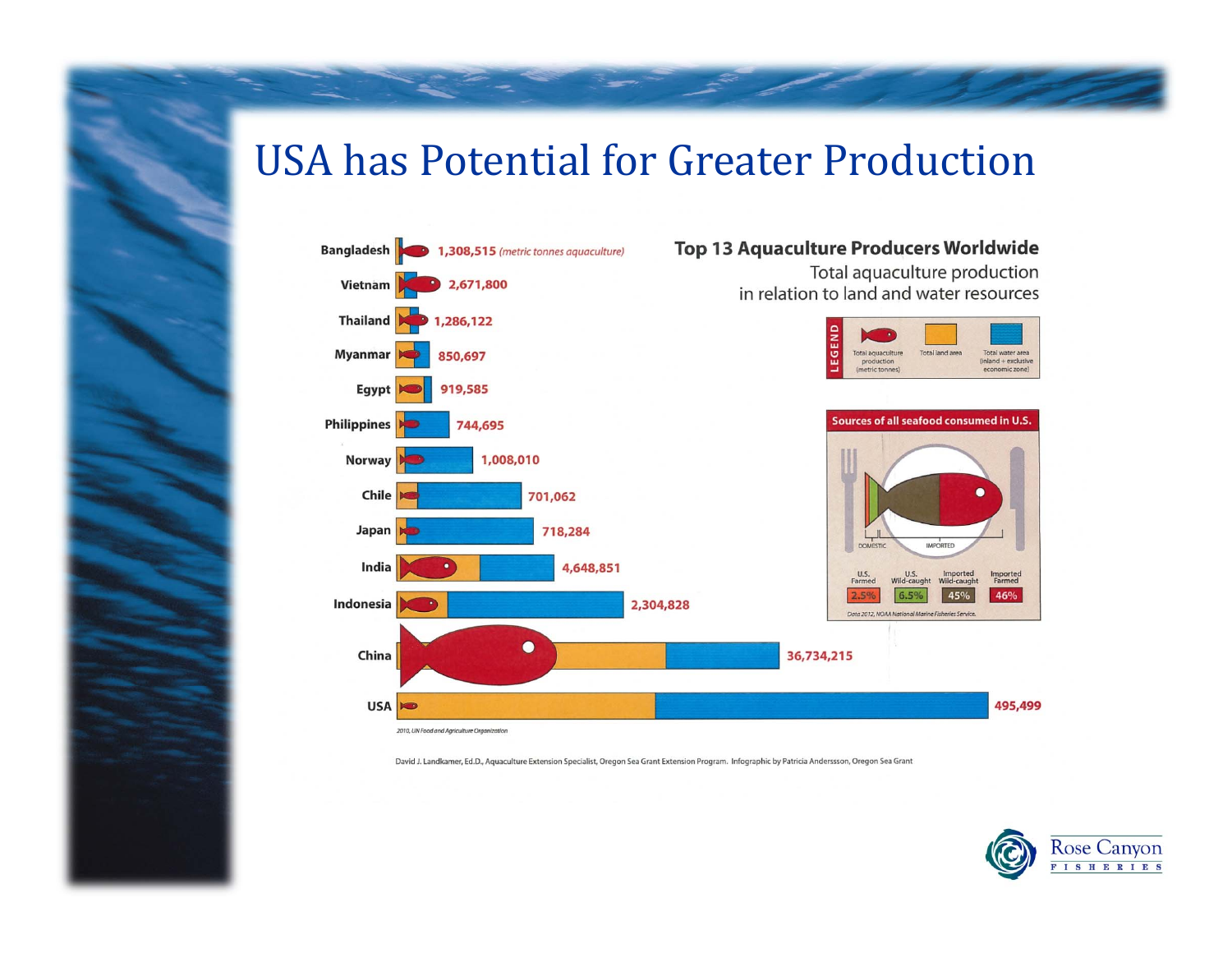# USA has Potential for Greater Production

## Top 13 Aquaculture Producers Worldwide

Total aquaculture production in relation to land and water resources

LEGEND: Total aquaculture production (metric tonnes) | Total land area | Total water area (inland + exclusive economic zone)

| Country | Aquaculture production (metric tonnes aquaculture) |
|---|---|
| Bangladesh | 1,308,515 |
| Vietnam | 2,671,800 |
| Thailand | 1,286,122 |
| Myanmar | 850,697 |
| Egypt | 919,585 |
| Philippines | 744,695 |
| Norway | 1,008,010 |
| Chile | 701,062 |
| Japan | 718,284 |
| India | 4,648,851 |
| Indonesia | 2,304,828 |
| China | 36,734,215 |
| USA | 495,499 |

*2010, UN Food and Agriculture Organization*

### Sources of all seafood consumed in U.S.

| DOMESTIC | | IMPORTED | |
|---|---|---|---|
| U.S. Farmed | U.S. Wild-caught | Imported Wild-caught | Imported Farmed |
| 2.5% | 6.5% | 45% | 46% |

*Data 2012, NOAA National Marine Fisheries Service.*

David J. Landkamer, Ed.D., Aquaculture Extension Specialist, Oregon Sea Grant Extension Program. Infographic by Patricia Anderssson, Oregon Sea Grant

Rose Canyon FISHERIES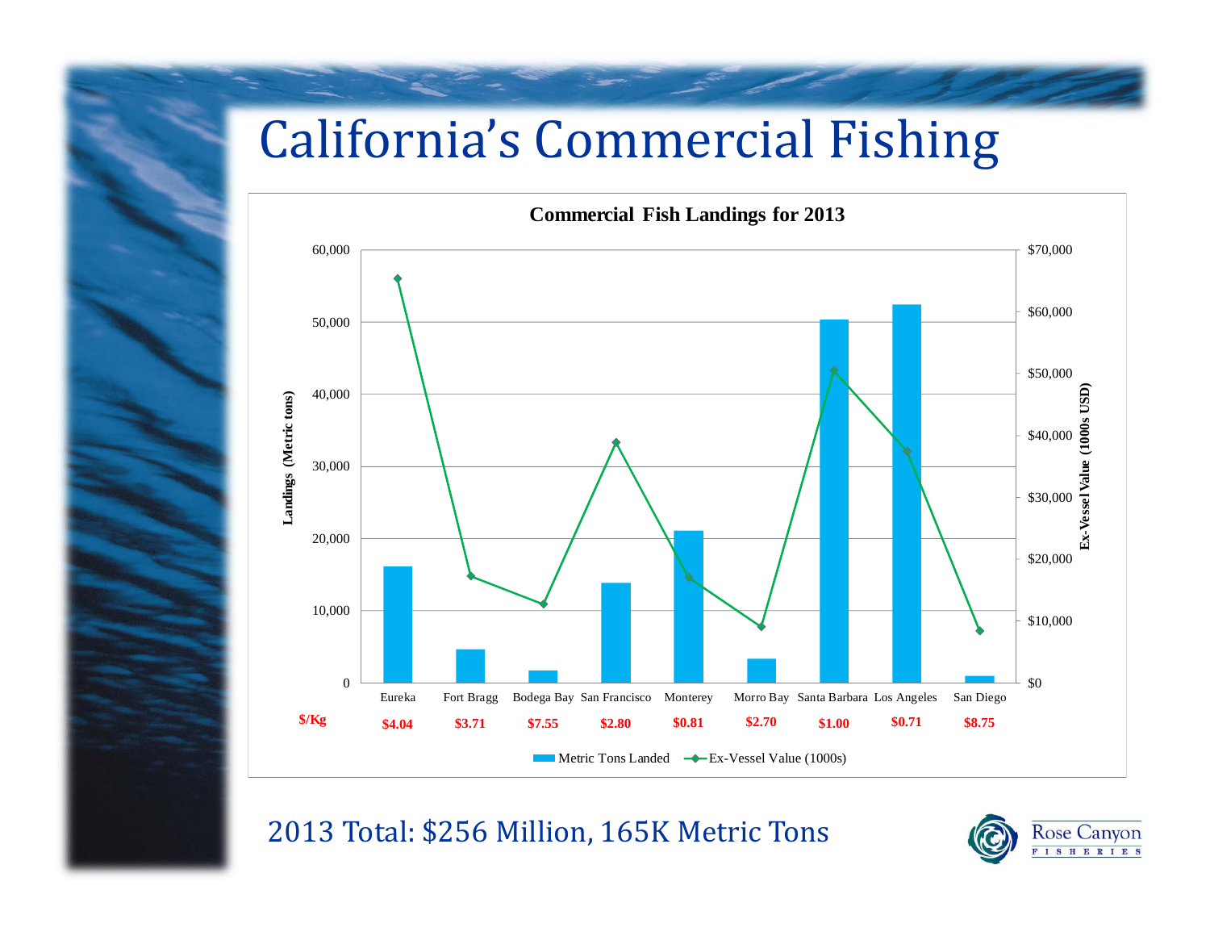# California's Commercial Fishing

**Commercial Fish Landings for 2013**

| | Eureka | Fort Bragg | Bodega Bay | San Francisco | Monterey | Morro Bay | Santa Barbara | Los Angeles | San Diego |
|---|---|---|---|---|---|---|---|---|---|
| $/Kg | $4.04 | $3.71 | $7.55 | $2.80 | $0.81 | $2.70 | $1.00 | $0.71 | $8.75 |

Landings (Metric tons) | Ex-Vessel Value (1000s USD)

Metric Tons Landed — Ex-Vessel Value (1000s)

2013 Total: $256 Million, 165K Metric Tons

Rose Canyon FISHERIES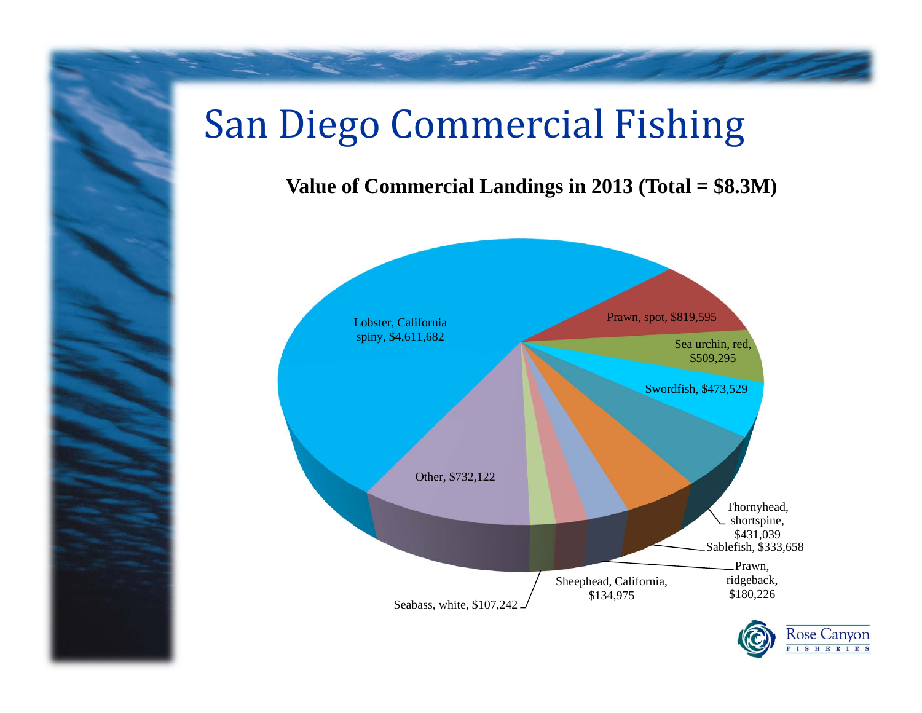# San Diego Commercial Fishing

**Value of Commercial Landings in 2013 (Total = $8.3M)**

Lobster, California spiny, $4,611,682

Prawn, spot, $819,595

Sea urchin, red, $509,295

Swordfish, $473,529

Thornyhead, shortspine, $431,039

Sablefish, $333,658

Prawn, ridgeback, $180,226

Sheephead, California, $134,975

Seabass, white, $107,242

Other, $732,122

Rose Canyon FISHERIES